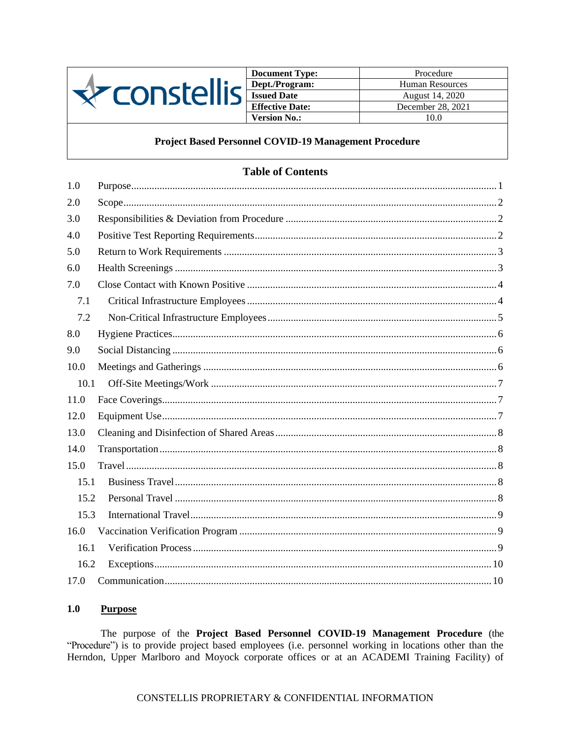| constellis | Document Type: | Procedure |
| --- | --- | --- |
| | Dept./Program: | Human Resources |
| | Issued Date | August 14, 2020 |
| | Effective Date: | December 28, 2021 |
| | Version No.: | 10.0 |

**Project Based Personnel COVID-19 Management Procedure**

## Table of Contents

| | | |
| --- | --- | --- |
| 1.0 | Purpose | 1 |
| 2.0 | Scope | 2 |
| 3.0 | Responsibilities & Deviation from Procedure | 2 |
| 4.0 | Positive Test Reporting Requirements | 2 |
| 5.0 | Return to Work Requirements | 3 |
| 6.0 | Health Screenings | 3 |
| 7.0 | Close Contact with Known Positive | 4 |
| 7.1 | Critical Infrastructure Employees | 4 |
| 7.2 | Non-Critical Infrastructure Employees | 5 |
| 8.0 | Hygiene Practices | 6 |
| 9.0 | Social Distancing | 6 |
| 10.0 | Meetings and Gatherings | 6 |
| 10.1 | Off-Site Meetings/Work | 7 |
| 11.0 | Face Coverings | 7 |
| 12.0 | Equipment Use | 7 |
| 13.0 | Cleaning and Disinfection of Shared Areas | 8 |
| 14.0 | Transportation | 8 |
| 15.0 | Travel | 8 |
| 15.1 | Business Travel | 8 |
| 15.2 | Personal Travel | 8 |
| 15.3 | International Travel | 9 |
| 16.0 | Vaccination Verification Program | 9 |
| 16.1 | Verification Process | 9 |
| 16.2 | Exceptions | 10 |
| 17.0 | Communication | 10 |

## 1.0 Purpose

The purpose of the **Project Based Personnel COVID-19 Management Procedure** (the "Procedure") is to provide project based employees (i.e. personnel working in locations other than the Herndon, Upper Marlboro and Moyock corporate offices or at an ACADEMI Training Facility) of

CONSTELLIS PROPRIETARY & CONFIDENTIAL INFORMATION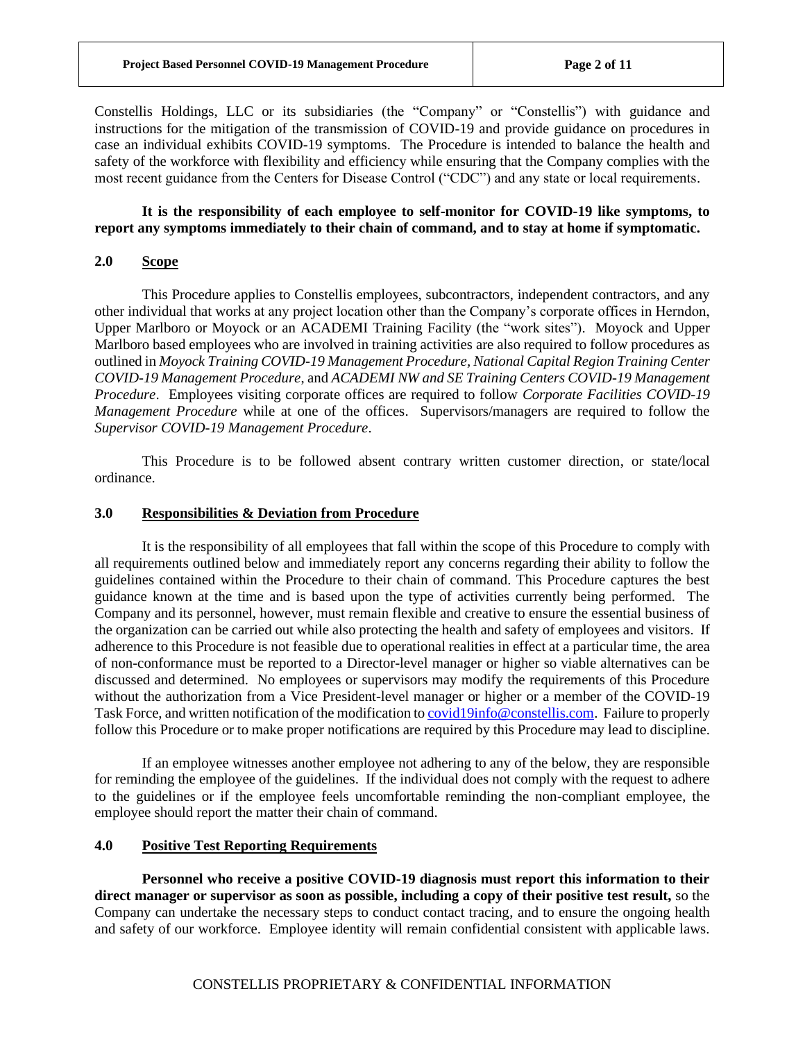Constellis Holdings, LLC or its subsidiaries (the "Company" or "Constellis") with guidance and instructions for the mitigation of the transmission of COVID-19 and provide guidance on procedures in case an individual exhibits COVID-19 symptoms. The Procedure is intended to balance the health and safety of the workforce with flexibility and efficiency while ensuring that the Company complies with the most recent guidance from the Centers for Disease Control ("CDC") and any state or local requirements.

**It is the responsibility of each employee to self-monitor for COVID-19 like symptoms, to report any symptoms immediately to their chain of command, and to stay at home if symptomatic.**

## 2.0 Scope

This Procedure applies to Constellis employees, subcontractors, independent contractors, and any other individual that works at any project location other than the Company's corporate offices in Herndon, Upper Marlboro or Moyock or an ACADEMI Training Facility (the "work sites"). Moyock and Upper Marlboro based employees who are involved in training activities are also required to follow procedures as outlined in *Moyock Training COVID-19 Management Procedure*, *National Capital Region Training Center COVID-19 Management Procedure*, and *ACADEMI NW and SE Training Centers COVID-19 Management Procedure*. Employees visiting corporate offices are required to follow *Corporate Facilities COVID-19 Management Procedure* while at one of the offices. Supervisors/managers are required to follow the *Supervisor COVID-19 Management Procedure*.

This Procedure is to be followed absent contrary written customer direction, or state/local ordinance.

## 3.0 Responsibilities & Deviation from Procedure

It is the responsibility of all employees that fall within the scope of this Procedure to comply with all requirements outlined below and immediately report any concerns regarding their ability to follow the guidelines contained within the Procedure to their chain of command. This Procedure captures the best guidance known at the time and is based upon the type of activities currently being performed. The Company and its personnel, however, must remain flexible and creative to ensure the essential business of the organization can be carried out while also protecting the health and safety of employees and visitors. If adherence to this Procedure is not feasible due to operational realities in effect at a particular time, the area of non-conformance must be reported to a Director-level manager or higher so viable alternatives can be discussed and determined. No employees or supervisors may modify the requirements of this Procedure without the authorization from a Vice President-level manager or higher or a member of the COVID-19 Task Force, and written notification of the modification to covid19info@constellis.com. Failure to properly follow this Procedure or to make proper notifications are required by this Procedure may lead to discipline.

If an employee witnesses another employee not adhering to any of the below, they are responsible for reminding the employee of the guidelines. If the individual does not comply with the request to adhere to the guidelines or if the employee feels uncomfortable reminding the non-compliant employee, the employee should report the matter their chain of command.

## 4.0 Positive Test Reporting Requirements

**Personnel who receive a positive COVID-19 diagnosis must report this information to their direct manager or supervisor as soon as possible, including a copy of their positive test result,** so the Company can undertake the necessary steps to conduct contact tracing, and to ensure the ongoing health and safety of our workforce. Employee identity will remain confidential consistent with applicable laws.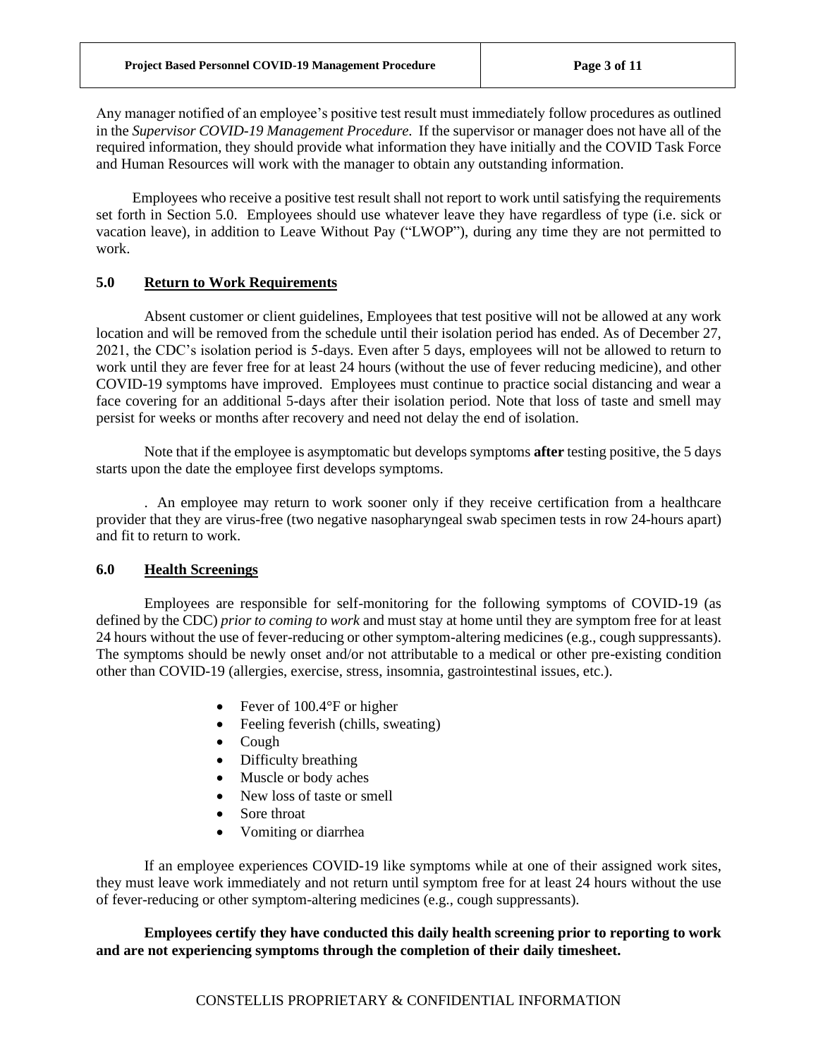Any manager notified of an employee's positive test result must immediately follow procedures as outlined in the *Supervisor COVID-19 Management Procedure*. If the supervisor or manager does not have all of the required information, they should provide what information they have initially and the COVID Task Force and Human Resources will work with the manager to obtain any outstanding information.

Employees who receive a positive test result shall not report to work until satisfying the requirements set forth in Section 5.0. Employees should use whatever leave they have regardless of type (i.e. sick or vacation leave), in addition to Leave Without Pay ("LWOP"), during any time they are not permitted to work.

## 5.0 Return to Work Requirements

Absent customer or client guidelines, Employees that test positive will not be allowed at any work location and will be removed from the schedule until their isolation period has ended. As of December 27, 2021, the CDC's isolation period is 5-days. Even after 5 days, employees will not be allowed to return to work until they are fever free for at least 24 hours (without the use of fever reducing medicine), and other COVID-19 symptoms have improved. Employees must continue to practice social distancing and wear a face covering for an additional 5-days after their isolation period. Note that loss of taste and smell may persist for weeks or months after recovery and need not delay the end of isolation.

Note that if the employee is asymptomatic but develops symptoms **after** testing positive, the 5 days starts upon the date the employee first develops symptoms.

. An employee may return to work sooner only if they receive certification from a healthcare provider that they are virus-free (two negative nasopharyngeal swab specimen tests in row 24-hours apart) and fit to return to work.

## 6.0 Health Screenings

Employees are responsible for self-monitoring for the following symptoms of COVID-19 (as defined by the CDC) *prior to coming to work* and must stay at home until they are symptom free for at least 24 hours without the use of fever-reducing or other symptom-altering medicines (e.g., cough suppressants). The symptoms should be newly onset and/or not attributable to a medical or other pre-existing condition other than COVID-19 (allergies, exercise, stress, insomnia, gastrointestinal issues, etc.).

- Fever of 100.4°F or higher
- Feeling feverish (chills, sweating)
- Cough
- Difficulty breathing
- Muscle or body aches
- New loss of taste or smell
- Sore throat
- Vomiting or diarrhea

If an employee experiences COVID-19 like symptoms while at one of their assigned work sites, they must leave work immediately and not return until symptom free for at least 24 hours without the use of fever-reducing or other symptom-altering medicines (e.g., cough suppressants).

**Employees certify they have conducted this daily health screening prior to reporting to work and are not experiencing symptoms through the completion of their daily timesheet.**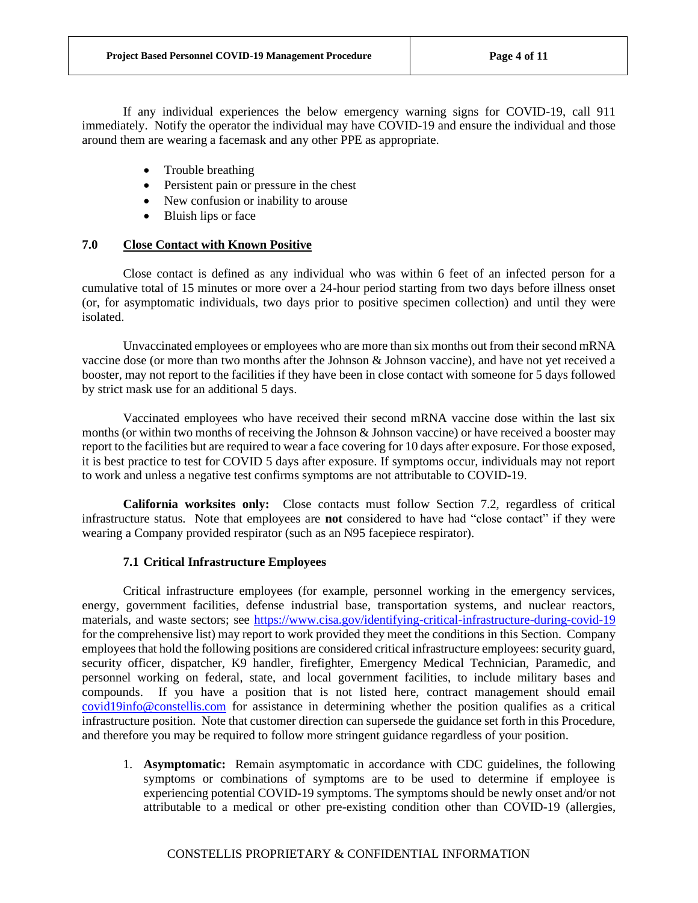If any individual experiences the below emergency warning signs for COVID-19, call 911 immediately. Notify the operator the individual may have COVID-19 and ensure the individual and those around them are wearing a facemask and any other PPE as appropriate.

- Trouble breathing
- Persistent pain or pressure in the chest
- New confusion or inability to arouse
- Bluish lips or face

## 7.0 Close Contact with Known Positive

Close contact is defined as any individual who was within 6 feet of an infected person for a cumulative total of 15 minutes or more over a 24-hour period starting from two days before illness onset (or, for asymptomatic individuals, two days prior to positive specimen collection) and until they were isolated.

Unvaccinated employees or employees who are more than six months out from their second mRNA vaccine dose (or more than two months after the Johnson & Johnson vaccine), and have not yet received a booster, may not report to the facilities if they have been in close contact with someone for 5 days followed by strict mask use for an additional 5 days.

Vaccinated employees who have received their second mRNA vaccine dose within the last six months (or within two months of receiving the Johnson & Johnson vaccine) or have received a booster may report to the facilities but are required to wear a face covering for 10 days after exposure. For those exposed, it is best practice to test for COVID 5 days after exposure. If symptoms occur, individuals may not report to work and unless a negative test confirms symptoms are not attributable to COVID-19.

**California worksites only:** Close contacts must follow Section 7.2, regardless of critical infrastructure status. Note that employees are **not** considered to have had "close contact" if they were wearing a Company provided respirator (such as an N95 facepiece respirator).

### 7.1 Critical Infrastructure Employees

Critical infrastructure employees (for example, personnel working in the emergency services, energy, government facilities, defense industrial base, transportation systems, and nuclear reactors, materials, and waste sectors; see https://www.cisa.gov/identifying-critical-infrastructure-during-covid-19 for the comprehensive list) may report to work provided they meet the conditions in this Section. Company employees that hold the following positions are considered critical infrastructure employees: security guard, security officer, dispatcher, K9 handler, firefighter, Emergency Medical Technician, Paramedic, and personnel working on federal, state, and local government facilities, to include military bases and compounds. If you have a position that is not listed here, contract management should email covid19info@constellis.com for assistance in determining whether the position qualifies as a critical infrastructure position. Note that customer direction can supersede the guidance set forth in this Procedure, and therefore you may be required to follow more stringent guidance regardless of your position.

1. **Asymptomatic:** Remain asymptomatic in accordance with CDC guidelines, the following symptoms or combinations of symptoms are to be used to determine if employee is experiencing potential COVID-19 symptoms. The symptoms should be newly onset and/or not attributable to a medical or other pre-existing condition other than COVID-19 (allergies,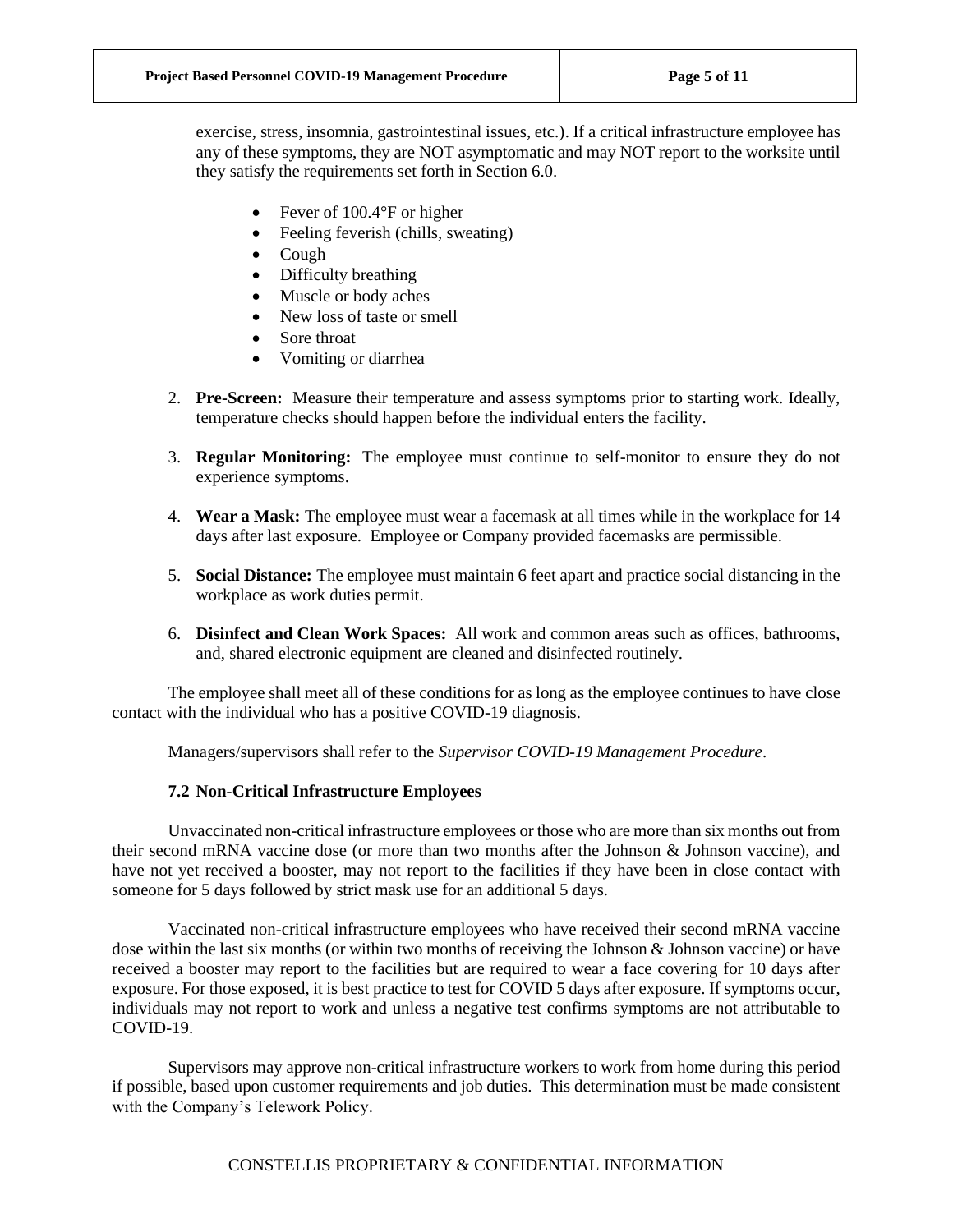exercise, stress, insomnia, gastrointestinal issues, etc.). If a critical infrastructure employee has any of these symptoms, they are NOT asymptomatic and may NOT report to the worksite until they satisfy the requirements set forth in Section 6.0.

- Fever of 100.4°F or higher
- Feeling feverish (chills, sweating)
- Cough
- Difficulty breathing
- Muscle or body aches
- New loss of taste or smell
- Sore throat
- Vomiting or diarrhea

2. **Pre-Screen:** Measure their temperature and assess symptoms prior to starting work. Ideally, temperature checks should happen before the individual enters the facility.

3. **Regular Monitoring:** The employee must continue to self-monitor to ensure they do not experience symptoms.

4. **Wear a Mask:** The employee must wear a facemask at all times while in the workplace for 14 days after last exposure. Employee or Company provided facemasks are permissible.

5. **Social Distance:** The employee must maintain 6 feet apart and practice social distancing in the workplace as work duties permit.

6. **Disinfect and Clean Work Spaces:** All work and common areas such as offices, bathrooms, and, shared electronic equipment are cleaned and disinfected routinely.

The employee shall meet all of these conditions for as long as the employee continues to have close contact with the individual who has a positive COVID-19 diagnosis.

Managers/supervisors shall refer to the *Supervisor COVID-19 Management Procedure*.

### 7.2 Non-Critical Infrastructure Employees

Unvaccinated non-critical infrastructure employees or those who are more than six months out from their second mRNA vaccine dose (or more than two months after the Johnson & Johnson vaccine), and have not yet received a booster, may not report to the facilities if they have been in close contact with someone for 5 days followed by strict mask use for an additional 5 days.

Vaccinated non-critical infrastructure employees who have received their second mRNA vaccine dose within the last six months (or within two months of receiving the Johnson & Johnson vaccine) or have received a booster may report to the facilities but are required to wear a face covering for 10 days after exposure. For those exposed, it is best practice to test for COVID 5 days after exposure. If symptoms occur, individuals may not report to work and unless a negative test confirms symptoms are not attributable to COVID-19.

Supervisors may approve non-critical infrastructure workers to work from home during this period if possible, based upon customer requirements and job duties. This determination must be made consistent with the Company's Telework Policy.

CONSTELLIS PROPRIETARY & CONFIDENTIAL INFORMATION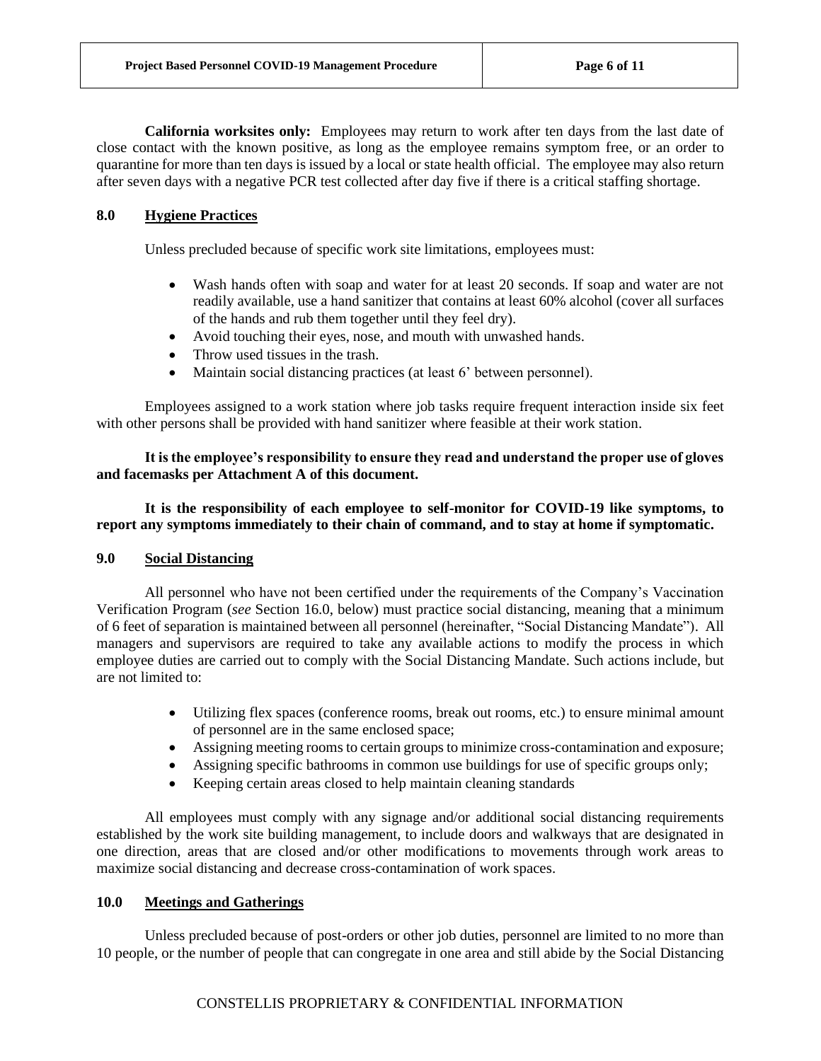**California worksites only:** Employees may return to work after ten days from the last date of close contact with the known positive, as long as the employee remains symptom free, or an order to quarantine for more than ten days is issued by a local or state health official. The employee may also return after seven days with a negative PCR test collected after day five if there is a critical staffing shortage.

## 8.0 Hygiene Practices

Unless precluded because of specific work site limitations, employees must:

- Wash hands often with soap and water for at least 20 seconds. If soap and water are not readily available, use a hand sanitizer that contains at least 60% alcohol (cover all surfaces of the hands and rub them together until they feel dry).
- Avoid touching their eyes, nose, and mouth with unwashed hands.
- Throw used tissues in the trash.
- Maintain social distancing practices (at least 6' between personnel).

Employees assigned to a work station where job tasks require frequent interaction inside six feet with other persons shall be provided with hand sanitizer where feasible at their work station.

**It is the employee's responsibility to ensure they read and understand the proper use of gloves and facemasks per Attachment A of this document.**

**It is the responsibility of each employee to self-monitor for COVID-19 like symptoms, to report any symptoms immediately to their chain of command, and to stay at home if symptomatic.**

## 9.0 Social Distancing

All personnel who have not been certified under the requirements of the Company's Vaccination Verification Program (*see* Section 16.0, below) must practice social distancing, meaning that a minimum of 6 feet of separation is maintained between all personnel (hereinafter, "Social Distancing Mandate"). All managers and supervisors are required to take any available actions to modify the process in which employee duties are carried out to comply with the Social Distancing Mandate. Such actions include, but are not limited to:

- Utilizing flex spaces (conference rooms, break out rooms, etc.) to ensure minimal amount of personnel are in the same enclosed space;
- Assigning meeting rooms to certain groups to minimize cross-contamination and exposure;
- Assigning specific bathrooms in common use buildings for use of specific groups only;
- Keeping certain areas closed to help maintain cleaning standards

All employees must comply with any signage and/or additional social distancing requirements established by the work site building management, to include doors and walkways that are designated in one direction, areas that are closed and/or other modifications to movements through work areas to maximize social distancing and decrease cross-contamination of work spaces.

## 10.0 Meetings and Gatherings

Unless precluded because of post-orders or other job duties, personnel are limited to no more than 10 people, or the number of people that can congregate in one area and still abide by the Social Distancing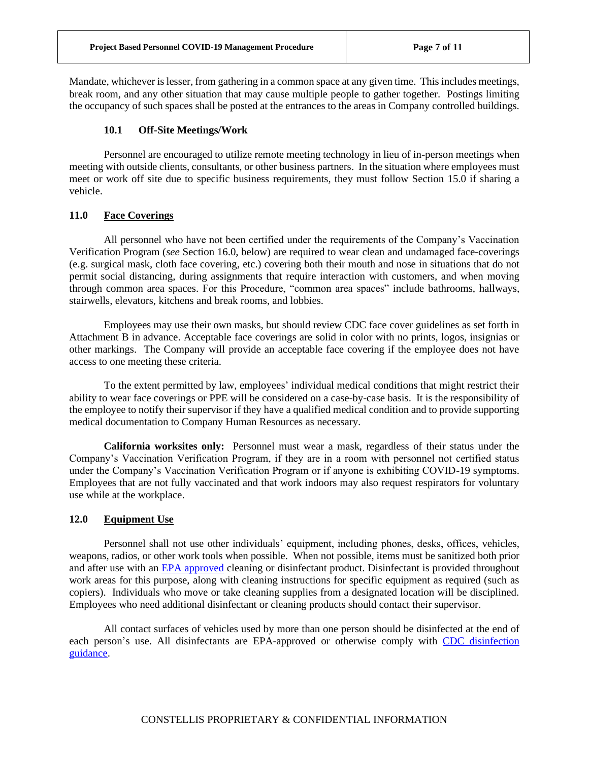Mandate, whichever is lesser, from gathering in a common space at any given time. This includes meetings, break room, and any other situation that may cause multiple people to gather together. Postings limiting the occupancy of such spaces shall be posted at the entrances to the areas in Company controlled buildings.

### 10.1 Off-Site Meetings/Work

Personnel are encouraged to utilize remote meeting technology in lieu of in-person meetings when meeting with outside clients, consultants, or other business partners. In the situation where employees must meet or work off site due to specific business requirements, they must follow Section 15.0 if sharing a vehicle.

## 11.0 Face Coverings

All personnel who have not been certified under the requirements of the Company's Vaccination Verification Program (*see* Section 16.0, below) are required to wear clean and undamaged face-coverings (e.g. surgical mask, cloth face covering, etc.) covering both their mouth and nose in situations that do not permit social distancing, during assignments that require interaction with customers, and when moving through common area spaces. For this Procedure, "common area spaces" include bathrooms, hallways, stairwells, elevators, kitchens and break rooms, and lobbies.

Employees may use their own masks, but should review CDC face cover guidelines as set forth in Attachment B in advance. Acceptable face coverings are solid in color with no prints, logos, insignias or other markings. The Company will provide an acceptable face covering if the employee does not have access to one meeting these criteria.

To the extent permitted by law, employees' individual medical conditions that might restrict their ability to wear face coverings or PPE will be considered on a case-by-case basis. It is the responsibility of the employee to notify their supervisor if they have a qualified medical condition and to provide supporting medical documentation to Company Human Resources as necessary.

**California worksites only:** Personnel must wear a mask, regardless of their status under the Company's Vaccination Verification Program, if they are in a room with personnel not certified status under the Company's Vaccination Verification Program or if anyone is exhibiting COVID-19 symptoms. Employees that are not fully vaccinated and that work indoors may also request respirators for voluntary use while at the workplace.

## 12.0 Equipment Use

Personnel shall not use other individuals' equipment, including phones, desks, offices, vehicles, weapons, radios, or other work tools when possible. When not possible, items must be sanitized both prior and after use with an EPA approved cleaning or disinfectant product. Disinfectant is provided throughout work areas for this purpose, along with cleaning instructions for specific equipment as required (such as copiers). Individuals who move or take cleaning supplies from a designated location will be disciplined. Employees who need additional disinfectant or cleaning products should contact their supervisor.

All contact surfaces of vehicles used by more than one person should be disinfected at the end of each person's use. All disinfectants are EPA-approved or otherwise comply with CDC disinfection guidance.

CONSTELLIS PROPRIETARY & CONFIDENTIAL INFORMATION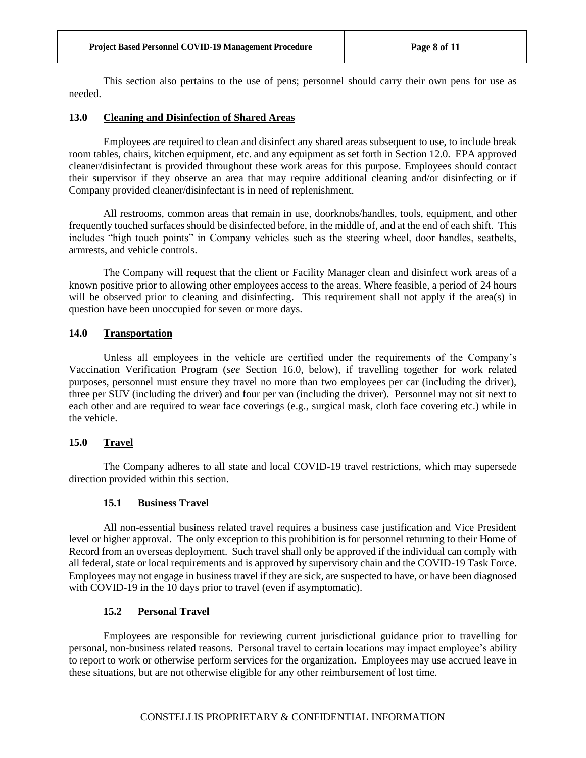This section also pertains to the use of pens; personnel should carry their own pens for use as needed.

## 13.0 Cleaning and Disinfection of Shared Areas

Employees are required to clean and disinfect any shared areas subsequent to use, to include break room tables, chairs, kitchen equipment, etc. and any equipment as set forth in Section 12.0. EPA approved cleaner/disinfectant is provided throughout these work areas for this purpose. Employees should contact their supervisor if they observe an area that may require additional cleaning and/or disinfecting or if Company provided cleaner/disinfectant is in need of replenishment.

All restrooms, common areas that remain in use, doorknobs/handles, tools, equipment, and other frequently touched surfaces should be disinfected before, in the middle of, and at the end of each shift. This includes "high touch points" in Company vehicles such as the steering wheel, door handles, seatbelts, armrests, and vehicle controls.

The Company will request that the client or Facility Manager clean and disinfect work areas of a known positive prior to allowing other employees access to the areas. Where feasible, a period of 24 hours will be observed prior to cleaning and disinfecting. This requirement shall not apply if the area(s) in question have been unoccupied for seven or more days.

## 14.0 Transportation

Unless all employees in the vehicle are certified under the requirements of the Company's Vaccination Verification Program (*see* Section 16.0, below), if travelling together for work related purposes, personnel must ensure they travel no more than two employees per car (including the driver), three per SUV (including the driver) and four per van (including the driver). Personnel may not sit next to each other and are required to wear face coverings (e.g., surgical mask, cloth face covering etc.) while in the vehicle.

## 15.0 Travel

The Company adheres to all state and local COVID-19 travel restrictions, which may supersede direction provided within this section.

### 15.1 Business Travel

All non-essential business related travel requires a business case justification and Vice President level or higher approval. The only exception to this prohibition is for personnel returning to their Home of Record from an overseas deployment. Such travel shall only be approved if the individual can comply with all federal, state or local requirements and is approved by supervisory chain and the COVID-19 Task Force. Employees may not engage in business travel if they are sick, are suspected to have, or have been diagnosed with COVID-19 in the 10 days prior to travel (even if asymptomatic).

### 15.2 Personal Travel

Employees are responsible for reviewing current jurisdictional guidance prior to travelling for personal, non-business related reasons. Personal travel to certain locations may impact employee's ability to report to work or otherwise perform services for the organization. Employees may use accrued leave in these situations, but are not otherwise eligible for any other reimbursement of lost time.

CONSTELLIS PROPRIETARY & CONFIDENTIAL INFORMATION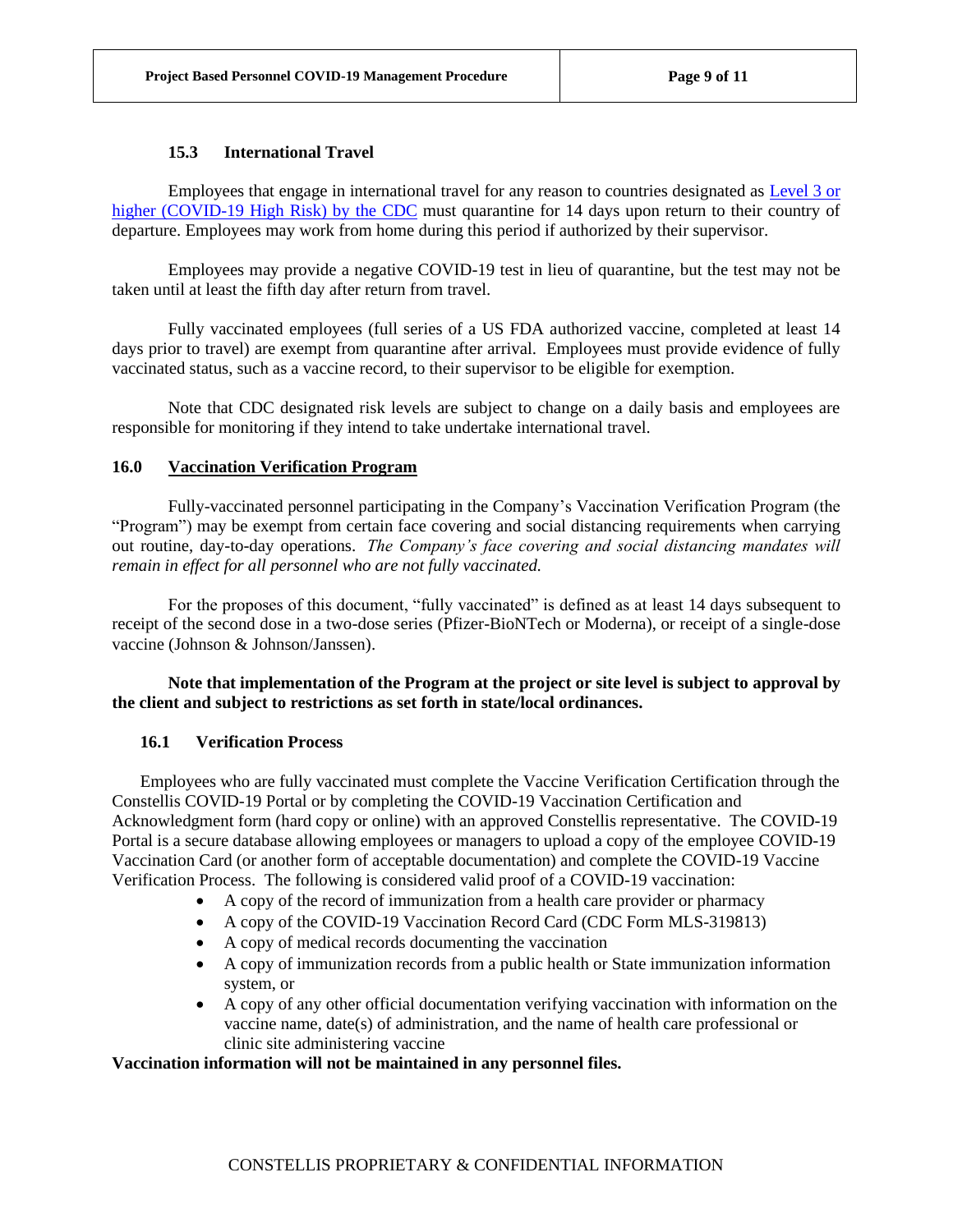### 15.3 International Travel

Employees that engage in international travel for any reason to countries designated as [Level 3 or higher (COVID-19 High Risk) by the CDC]() must quarantine for 14 days upon return to their country of departure. Employees may work from home during this period if authorized by their supervisor.

Employees may provide a negative COVID-19 test in lieu of quarantine, but the test may not be taken until at least the fifth day after return from travel.

Fully vaccinated employees (full series of a US FDA authorized vaccine, completed at least 14 days prior to travel) are exempt from quarantine after arrival. Employees must provide evidence of fully vaccinated status, such as a vaccine record, to their supervisor to be eligible for exemption.

Note that CDC designated risk levels are subject to change on a daily basis and employees are responsible for monitoring if they intend to take undertake international travel.

## 16.0 Vaccination Verification Program

Fully-vaccinated personnel participating in the Company's Vaccination Verification Program (the "Program") may be exempt from certain face covering and social distancing requirements when carrying out routine, day-to-day operations. *The Company's face covering and social distancing mandates will remain in effect for all personnel who are not fully vaccinated.*

For the proposes of this document, "fully vaccinated" is defined as at least 14 days subsequent to receipt of the second dose in a two-dose series (Pfizer-BioNTech or Moderna), or receipt of a single-dose vaccine (Johnson & Johnson/Janssen).

**Note that implementation of the Program at the project or site level is subject to approval by the client and subject to restrictions as set forth in state/local ordinances.**

### 16.1 Verification Process

Employees who are fully vaccinated must complete the Vaccine Verification Certification through the Constellis COVID-19 Portal or by completing the COVID-19 Vaccination Certification and Acknowledgment form (hard copy or online) with an approved Constellis representative. The COVID-19 Portal is a secure database allowing employees or managers to upload a copy of the employee COVID-19 Vaccination Card (or another form of acceptable documentation) and complete the COVID-19 Vaccine Verification Process. The following is considered valid proof of a COVID-19 vaccination:

- A copy of the record of immunization from a health care provider or pharmacy
- A copy of the COVID-19 Vaccination Record Card (CDC Form MLS-319813)
- A copy of medical records documenting the vaccination
- A copy of immunization records from a public health or State immunization information system, or
- A copy of any other official documentation verifying vaccination with information on the vaccine name, date(s) of administration, and the name of health care professional or clinic site administering vaccine

**Vaccination information will not be maintained in any personnel files.**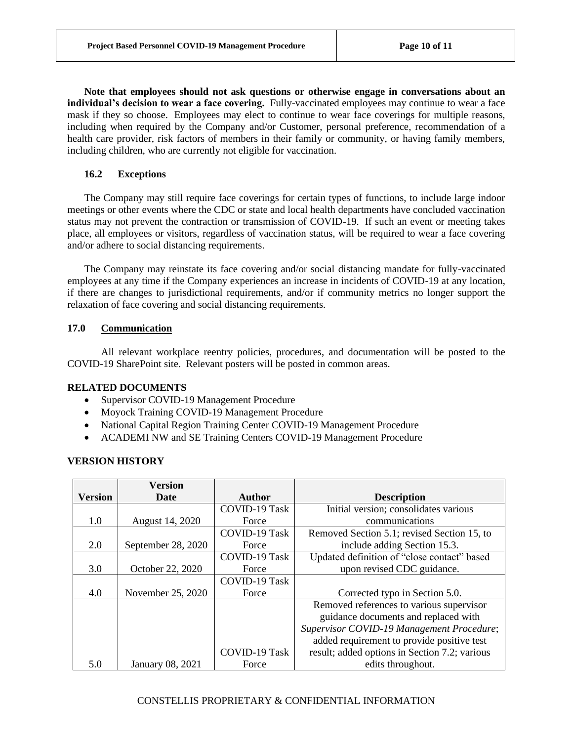**Note that employees should not ask questions or otherwise engage in conversations about an individual's decision to wear a face covering.** Fully-vaccinated employees may continue to wear a face mask if they so choose. Employees may elect to continue to wear face coverings for multiple reasons, including when required by the Company and/or Customer, personal preference, recommendation of a health care provider, risk factors of members in their family or community, or having family members, including children, who are currently not eligible for vaccination.

### 16.2 Exceptions

The Company may still require face coverings for certain types of functions, to include large indoor meetings or other events where the CDC or state and local health departments have concluded vaccination status may not prevent the contraction or transmission of COVID-19. If such an event or meeting takes place, all employees or visitors, regardless of vaccination status, will be required to wear a face covering and/or adhere to social distancing requirements.

The Company may reinstate its face covering and/or social distancing mandate for fully-vaccinated employees at any time if the Company experiences an increase in incidents of COVID-19 at any location, if there are changes to jurisdictional requirements, and/or if community metrics no longer support the relaxation of face covering and social distancing requirements.

## 17.0 Communication

All relevant workplace reentry policies, procedures, and documentation will be posted to the COVID-19 SharePoint site. Relevant posters will be posted in common areas.

## RELATED DOCUMENTS

- Supervisor COVID-19 Management Procedure
- Moyock Training COVID-19 Management Procedure
- National Capital Region Training Center COVID-19 Management Procedure
- ACADEMI NW and SE Training Centers COVID-19 Management Procedure

## VERSION HISTORY

| Version | Version Date | Author | Description |
|---|---|---|---|
| 1.0 | August 14, 2020 | COVID-19 Task Force | Initial version; consolidates various communications |
| 2.0 | September 28, 2020 | COVID-19 Task Force | Removed Section 5.1; revised Section 15, to include adding Section 15.3. |
| 3.0 | October 22, 2020 | COVID-19 Task Force | Updated definition of "close contact" based upon revised CDC guidance. |
| 4.0 | November 25, 2020 | COVID-19 Task Force | Corrected typo in Section 5.0. |
| 5.0 | January 08, 2021 | COVID-19 Task Force | Removed references to various supervisor guidance documents and replaced with *Supervisor COVID-19 Management Procedure*; added requirement to provide positive test result; added options in Section 7.2; various edits throughout. |

CONSTELLIS PROPRIETARY & CONFIDENTIAL INFORMATION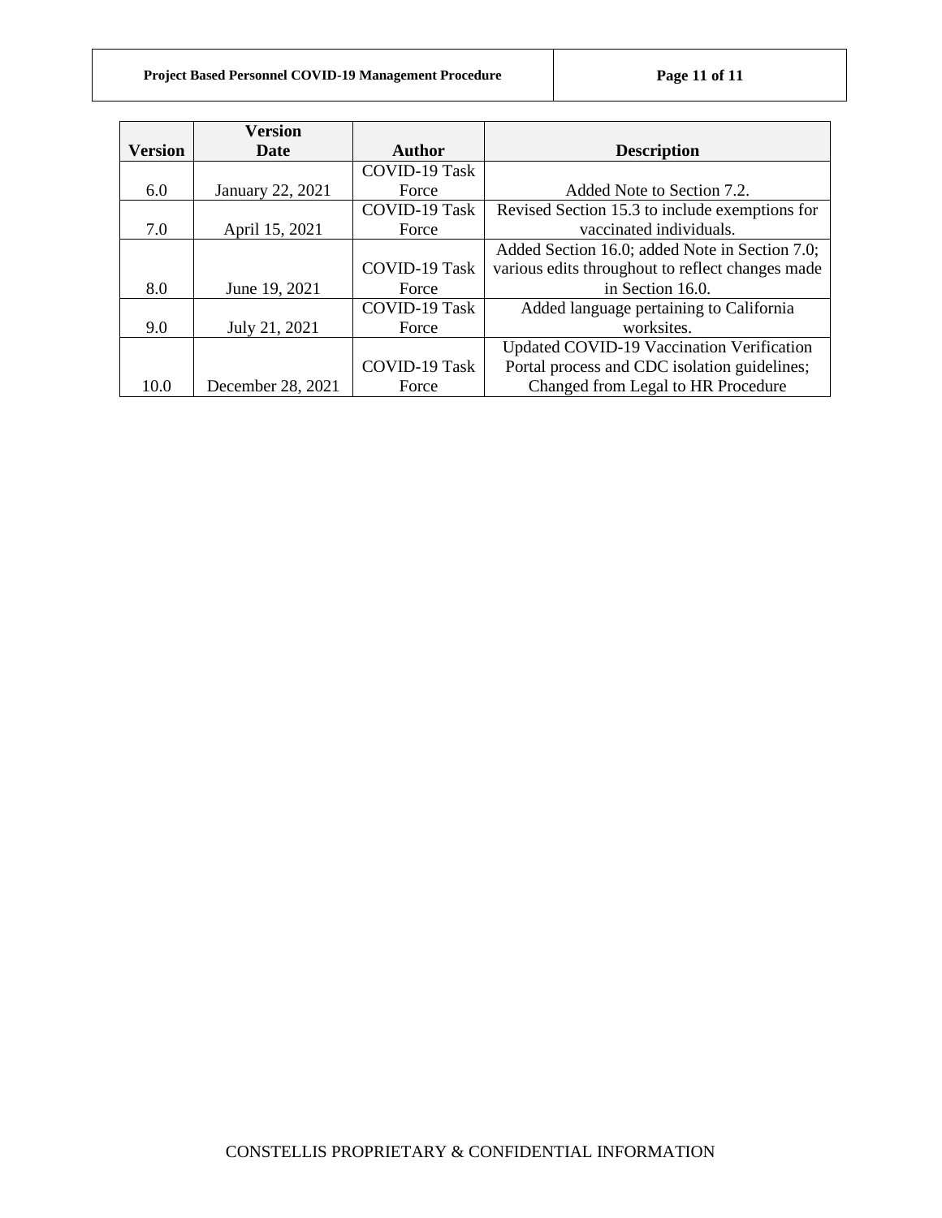| Version | Version Date | Author | Description |
|---|---|---|---|
| 6.0 | January 22, 2021 | COVID-19 Task Force | Added Note to Section 7.2. |
| 7.0 | April 15, 2021 | COVID-19 Task Force | Revised Section 15.3 to include exemptions for vaccinated individuals. |
| 8.0 | June 19, 2021 | COVID-19 Task Force | Added Section 16.0; added Note in Section 7.0; various edits throughout to reflect changes made in Section 16.0. |
| 9.0 | July 21, 2021 | COVID-19 Task Force | Added language pertaining to California worksites. |
| 10.0 | December 28, 2021 | COVID-19 Task Force | Updated COVID-19 Vaccination Verification Portal process and CDC isolation guidelines; Changed from Legal to HR Procedure |

CONSTELLIS PROPRIETARY & CONFIDENTIAL INFORMATION